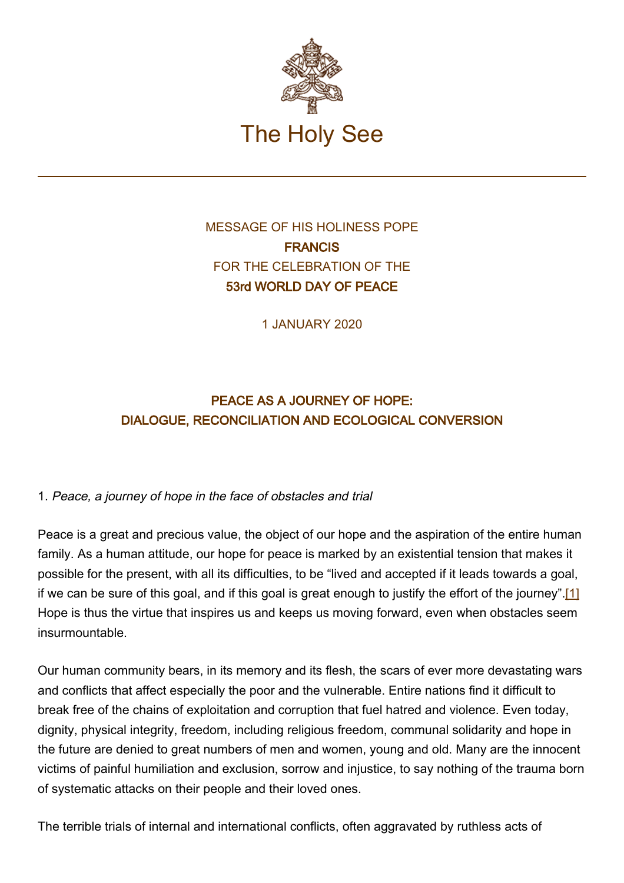# The Holy See

MESSAGE OF HIS HOLINESS POPE
**FRANCIS**
FOR THE CELEBRATION OF THE
**53rd WORLD DAY OF PEACE**

1 JANUARY 2020

## PEACE AS A JOURNEY OF HOPE: DIALOGUE, RECONCILIATION AND ECOLOGICAL CONVERSION

### 1. *Peace, a journey of hope in the face of obstacles and trial*

Peace is a great and precious value, the object of our hope and the aspiration of the entire human family. As a human attitude, our hope for peace is marked by an existential tension that makes it possible for the present, with all its difficulties, to be "lived and accepted if it leads towards a goal, if we can be sure of this goal, and if this goal is great enough to justify the effort of the journey".[1] Hope is thus the virtue that inspires us and keeps us moving forward, even when obstacles seem insurmountable.

Our human community bears, in its memory and its flesh, the scars of ever more devastating wars and conflicts that affect especially the poor and the vulnerable. Entire nations find it difficult to break free of the chains of exploitation and corruption that fuel hatred and violence. Even today, dignity, physical integrity, freedom, including religious freedom, communal solidarity and hope in the future are denied to great numbers of men and women, young and old. Many are the innocent victims of painful humiliation and exclusion, sorrow and injustice, to say nothing of the trauma born of systematic attacks on their people and their loved ones.

The terrible trials of internal and international conflicts, often aggravated by ruthless acts of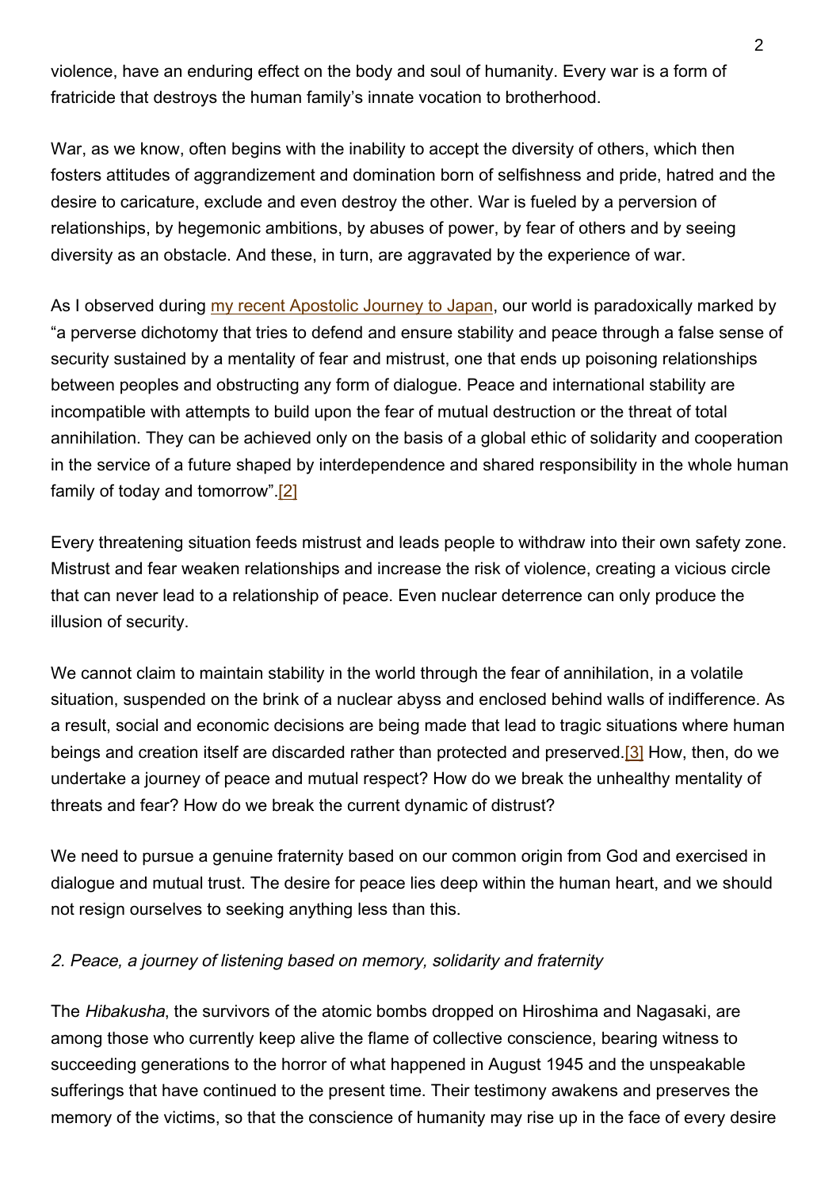violence, have an enduring effect on the body and soul of humanity. Every war is a form of fratricide that destroys the human family's innate vocation to brotherhood.

War, as we know, often begins with the inability to accept the diversity of others, which then fosters attitudes of aggrandizement and domination born of selfishness and pride, hatred and the desire to caricature, exclude and even destroy the other. War is fueled by a perversion of relationships, by hegemonic ambitions, by abuses of power, by fear of others and by seeing diversity as an obstacle. And these, in turn, are aggravated by the experience of war.

As I observed during my recent Apostolic Journey to Japan, our world is paradoxically marked by "a perverse dichotomy that tries to defend and ensure stability and peace through a false sense of security sustained by a mentality of fear and mistrust, one that ends up poisoning relationships between peoples and obstructing any form of dialogue. Peace and international stability are incompatible with attempts to build upon the fear of mutual destruction or the threat of total annihilation. They can be achieved only on the basis of a global ethic of solidarity and cooperation in the service of a future shaped by interdependence and shared responsibility in the whole human family of today and tomorrow".[2]

Every threatening situation feeds mistrust and leads people to withdraw into their own safety zone. Mistrust and fear weaken relationships and increase the risk of violence, creating a vicious circle that can never lead to a relationship of peace. Even nuclear deterrence can only produce the illusion of security.

We cannot claim to maintain stability in the world through the fear of annihilation, in a volatile situation, suspended on the brink of a nuclear abyss and enclosed behind walls of indifference. As a result, social and economic decisions are being made that lead to tragic situations where human beings and creation itself are discarded rather than protected and preserved.[3] How, then, do we undertake a journey of peace and mutual respect? How do we break the unhealthy mentality of threats and fear? How do we break the current dynamic of distrust?

We need to pursue a genuine fraternity based on our common origin from God and exercised in dialogue and mutual trust. The desire for peace lies deep within the human heart, and we should not resign ourselves to seeking anything less than this.

*2. Peace, a journey of listening based on memory, solidarity and fraternity*

The *Hibakusha*, the survivors of the atomic bombs dropped on Hiroshima and Nagasaki, are among those who currently keep alive the flame of collective conscience, bearing witness to succeeding generations to the horror of what happened in August 1945 and the unspeakable sufferings that have continued to the present time. Their testimony awakens and preserves the memory of the victims, so that the conscience of humanity may rise up in the face of every desire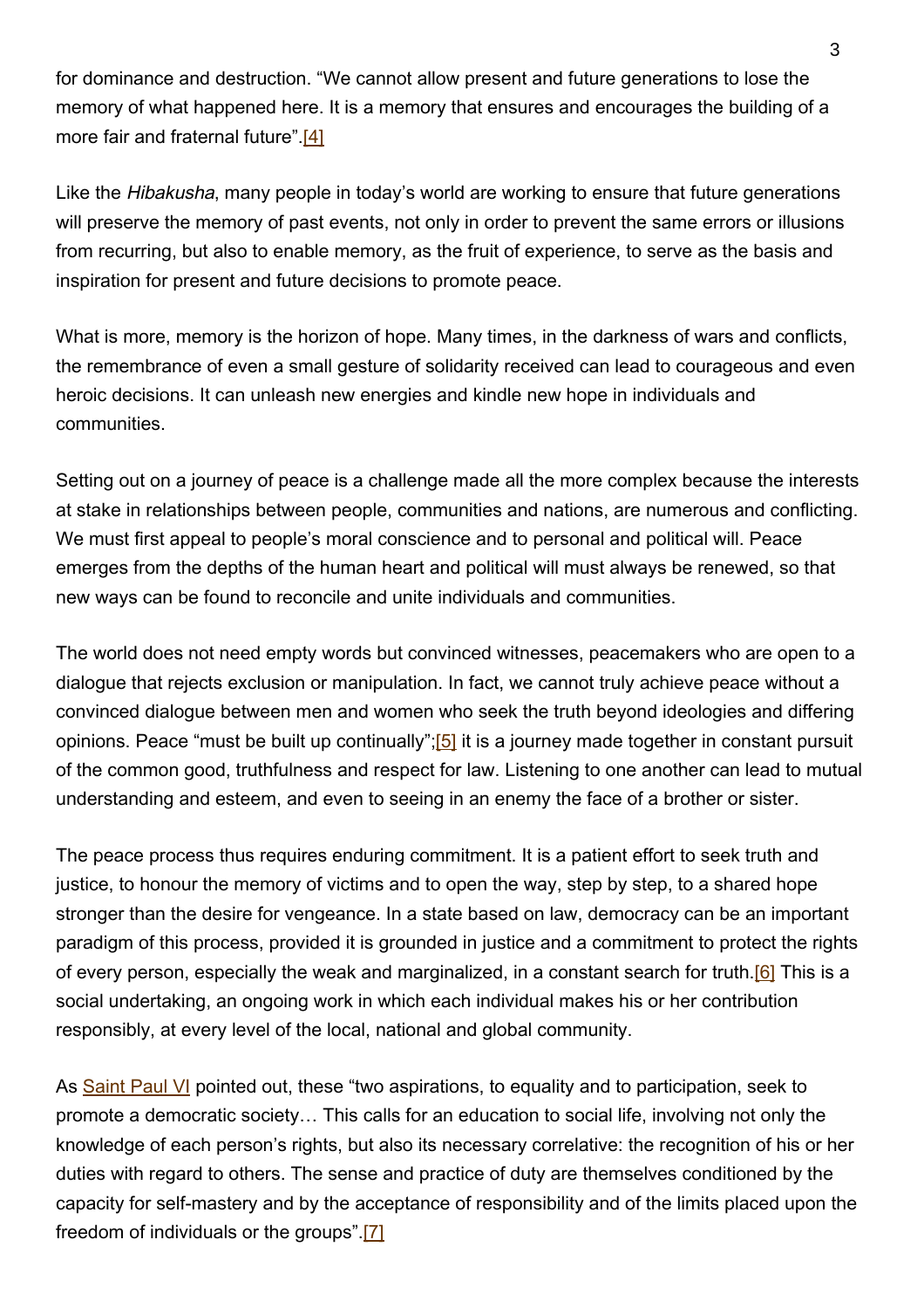for dominance and destruction. “We cannot allow present and future generations to lose the memory of what happened here. It is a memory that ensures and encourages the building of a more fair and fraternal future”.[4]

Like the *Hibakusha*, many people in today’s world are working to ensure that future generations will preserve the memory of past events, not only in order to prevent the same errors or illusions from recurring, but also to enable memory, as the fruit of experience, to serve as the basis and inspiration for present and future decisions to promote peace.

What is more, memory is the horizon of hope. Many times, in the darkness of wars and conflicts, the remembrance of even a small gesture of solidarity received can lead to courageous and even heroic decisions. It can unleash new energies and kindle new hope in individuals and communities.

Setting out on a journey of peace is a challenge made all the more complex because the interests at stake in relationships between people, communities and nations, are numerous and conflicting. We must first appeal to people’s moral conscience and to personal and political will. Peace emerges from the depths of the human heart and political will must always be renewed, so that new ways can be found to reconcile and unite individuals and communities.

The world does not need empty words but convinced witnesses, peacemakers who are open to a dialogue that rejects exclusion or manipulation. In fact, we cannot truly achieve peace without a convinced dialogue between men and women who seek the truth beyond ideologies and differing opinions. Peace “must be built up continually”;[5] it is a journey made together in constant pursuit of the common good, truthfulness and respect for law. Listening to one another can lead to mutual understanding and esteem, and even to seeing in an enemy the face of a brother or sister.

The peace process thus requires enduring commitment. It is a patient effort to seek truth and justice, to honour the memory of victims and to open the way, step by step, to a shared hope stronger than the desire for vengeance. In a state based on law, democracy can be an important paradigm of this process, provided it is grounded in justice and a commitment to protect the rights of every person, especially the weak and marginalized, in a constant search for truth.[6] This is a social undertaking, an ongoing work in which each individual makes his or her contribution responsibly, at every level of the local, national and global community.

As Saint Paul VI pointed out, these “two aspirations, to equality and to participation, seek to promote a democratic society… This calls for an education to social life, involving not only the knowledge of each person’s rights, but also its necessary correlative: the recognition of his or her duties with regard to others. The sense and practice of duty are themselves conditioned by the capacity for self-mastery and by the acceptance of responsibility and of the limits placed upon the freedom of individuals or the groups”.[7]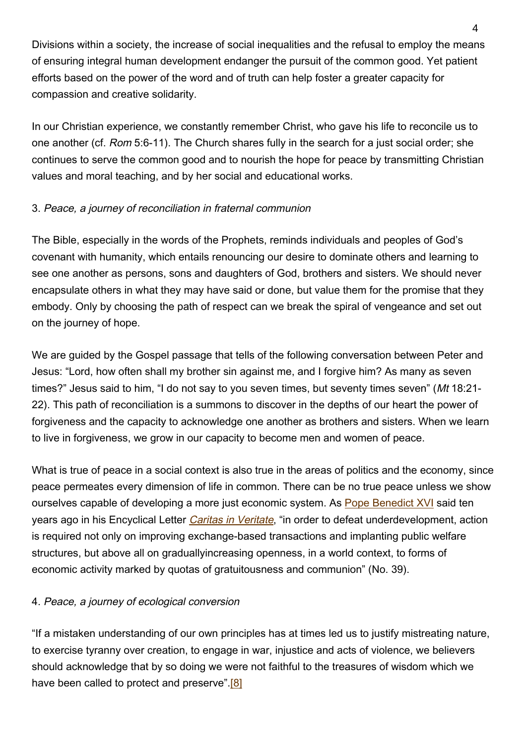Divisions within a society, the increase of social inequalities and the refusal to employ the means of ensuring integral human development endanger the pursuit of the common good. Yet patient efforts based on the power of the word and of truth can help foster a greater capacity for compassion and creative solidarity.

In our Christian experience, we constantly remember Christ, who gave his life to reconcile us to one another (cf. *Rom* 5:6-11). The Church shares fully in the search for a just social order; she continues to serve the common good and to nourish the hope for peace by transmitting Christian values and moral teaching, and by her social and educational works.

3. *Peace, a journey of reconciliation in fraternal communion*

The Bible, especially in the words of the Prophets, reminds individuals and peoples of God's covenant with humanity, which entails renouncing our desire to dominate others and learning to see one another as persons, sons and daughters of God, brothers and sisters. We should never encapsulate others in what they may have said or done, but value them for the promise that they embody. Only by choosing the path of respect can we break the spiral of vengeance and set out on the journey of hope.

We are guided by the Gospel passage that tells of the following conversation between Peter and Jesus: "Lord, how often shall my brother sin against me, and I forgive him? As many as seven times?" Jesus said to him, "I do not say to you seven times, but seventy times seven" (*Mt* 18:21-22). This path of reconciliation is a summons to discover in the depths of our heart the power of forgiveness and the capacity to acknowledge one another as brothers and sisters. When we learn to live in forgiveness, we grow in our capacity to become men and women of peace.

What is true of peace in a social context is also true in the areas of politics and the economy, since peace permeates every dimension of life in common. There can be no true peace unless we show ourselves capable of developing a more just economic system. As Pope Benedict XVI said ten years ago in his Encyclical Letter *Caritas in Veritate*, "in order to defeat underdevelopment, action is required not only on improving exchange-based transactions and implanting public welfare structures, but above all on graduallyincreasing openness, in a world context, to forms of economic activity marked by quotas of gratuitousness and communion" (No. 39).

4. *Peace, a journey of ecological conversion*

"If a mistaken understanding of our own principles has at times led us to justify mistreating nature, to exercise tyranny over creation, to engage in war, injustice and acts of violence, we believers should acknowledge that by so doing we were not faithful to the treasures of wisdom which we have been called to protect and preserve".[8]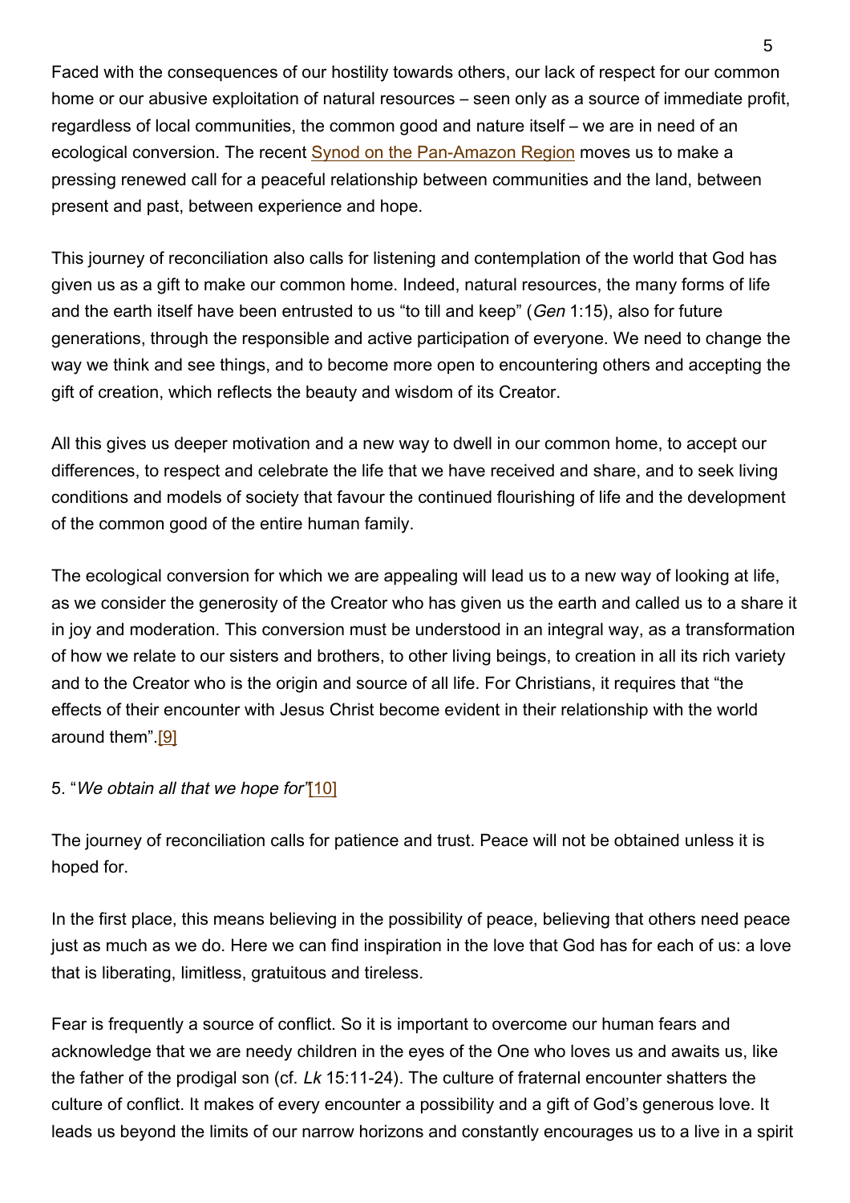Faced with the consequences of our hostility towards others, our lack of respect for our common home or our abusive exploitation of natural resources – seen only as a source of immediate profit, regardless of local communities, the common good and nature itself – we are in need of an ecological conversion. The recent Synod on the Pan-Amazon Region moves us to make a pressing renewed call for a peaceful relationship between communities and the land, between present and past, between experience and hope.

This journey of reconciliation also calls for listening and contemplation of the world that God has given us as a gift to make our common home. Indeed, natural resources, the many forms of life and the earth itself have been entrusted to us "to till and keep" (*Gen* 1:15), also for future generations, through the responsible and active participation of everyone. We need to change the way we think and see things, and to become more open to encountering others and accepting the gift of creation, which reflects the beauty and wisdom of its Creator.

All this gives us deeper motivation and a new way to dwell in our common home, to accept our differences, to respect and celebrate the life that we have received and share, and to seek living conditions and models of society that favour the continued flourishing of life and the development of the common good of the entire human family.

The ecological conversion for which we are appealing will lead us to a new way of looking at life, as we consider the generosity of the Creator who has given us the earth and called us to a share it in joy and moderation. This conversion must be understood in an integral way, as a transformation of how we relate to our sisters and brothers, to other living beings, to creation in all its rich variety and to the Creator who is the origin and source of all life. For Christians, it requires that "the effects of their encounter with Jesus Christ become evident in their relationship with the world around them".[9]

5. "*We obtain all that we hope for*"[10]

The journey of reconciliation calls for patience and trust. Peace will not be obtained unless it is hoped for.

In the first place, this means believing in the possibility of peace, believing that others need peace just as much as we do. Here we can find inspiration in the love that God has for each of us: a love that is liberating, limitless, gratuitous and tireless.

Fear is frequently a source of conflict. So it is important to overcome our human fears and acknowledge that we are needy children in the eyes of the One who loves us and awaits us, like the father of the prodigal son (cf. *Lk* 15:11-24). The culture of fraternal encounter shatters the culture of conflict. It makes of every encounter a possibility and a gift of God's generous love. It leads us beyond the limits of our narrow horizons and constantly encourages us to a live in a spirit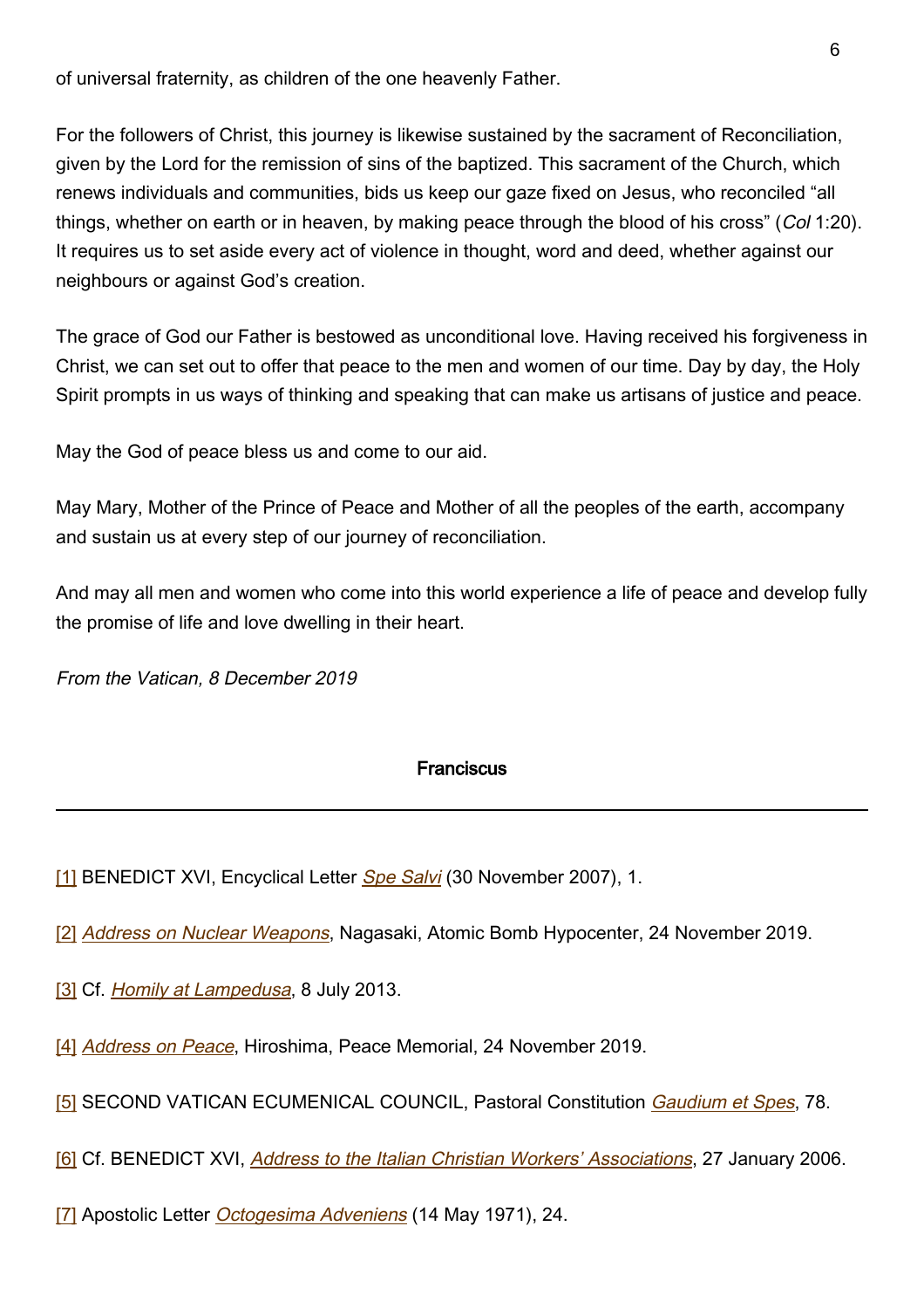of universal fraternity, as children of the one heavenly Father.

For the followers of Christ, this journey is likewise sustained by the sacrament of Reconciliation, given by the Lord for the remission of sins of the baptized. This sacrament of the Church, which renews individuals and communities, bids us keep our gaze fixed on Jesus, who reconciled "all things, whether on earth or in heaven, by making peace through the blood of his cross" (*Col* 1:20). It requires us to set aside every act of violence in thought, word and deed, whether against our neighbours or against God's creation.

The grace of God our Father is bestowed as unconditional love. Having received his forgiveness in Christ, we can set out to offer that peace to the men and women of our time. Day by day, the Holy Spirit prompts in us ways of thinking and speaking that can make us artisans of justice and peace.

May the God of peace bless us and come to our aid.

May Mary, Mother of the Prince of Peace and Mother of all the peoples of the earth, accompany and sustain us at every step of our journey of reconciliation.

And may all men and women who come into this world experience a life of peace and develop fully the promise of life and love dwelling in their heart.

*From the Vatican, 8 December 2019*

**Franciscus**

---

[1] BENEDICT XVI, Encyclical Letter *Spe Salvi* (30 November 2007), 1.

[2] *Address on Nuclear Weapons*, Nagasaki, Atomic Bomb Hypocenter, 24 November 2019.

[3] Cf. *Homily at Lampedusa*, 8 July 2013.

[4] *Address on Peace*, Hiroshima, Peace Memorial, 24 November 2019.

[5] SECOND VATICAN ECUMENICAL COUNCIL, Pastoral Constitution *Gaudium et Spes*, 78.

[6] Cf. BENEDICT XVI, *Address to the Italian Christian Workers' Associations*, 27 January 2006.

[7] Apostolic Letter *Octogesima Adveniens* (14 May 1971), 24.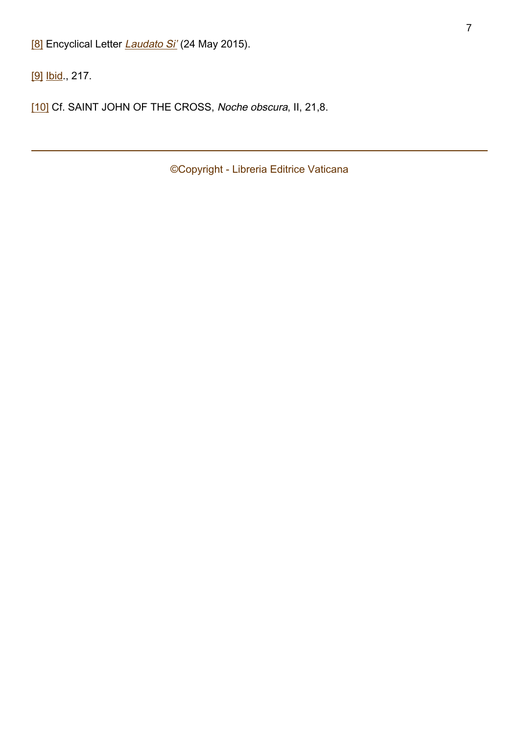[8] Encyclical Letter *Laudato Si'* (24 May 2015).

[9] Ibid., 217.

[10] Cf. SAINT JOHN OF THE CROSS, *Noche obscura*, II, 21,8.

---

©Copyright - Libreria Editrice Vaticana